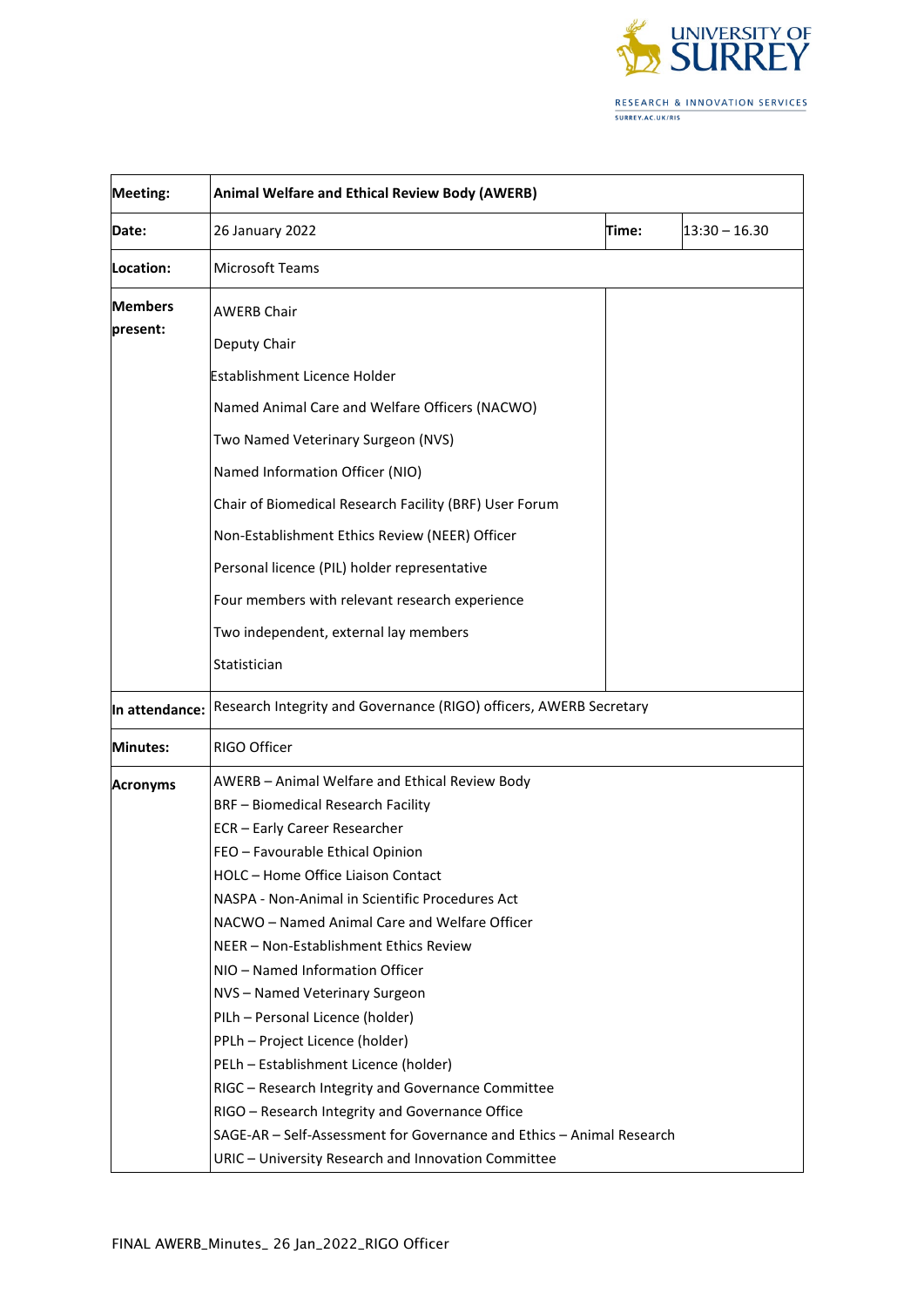| Meeting: | Animal Welfare and Ethical Review Body (AWERB) | | |
|---|---|---|---|
| Date: | 26 January 2022 | Time: | 13:30 – 16.30 |
| Location: | Microsoft Teams | | |
| Members present: | AWERB Chair<br>Deputy Chair<br>Establishment Licence Holder<br>Named Animal Care and Welfare Officers (NACWO)<br>Two Named Veterinary Surgeon (NVS)<br>Named Information Officer (NIO)<br>Chair of Biomedical Research Facility (BRF) User Forum<br>Non-Establishment Ethics Review (NEER) Officer<br>Personal licence (PIL) holder representative<br>Four members with relevant research experience<br>Two independent, external lay members<br>Statistician | | |
| In attendance: | Research Integrity and Governance (RIGO) officers, AWERB Secretary | | |
| Minutes: | RIGO Officer | | |
| Acronyms | AWERB – Animal Welfare and Ethical Review Body<br>BRF – Biomedical Research Facility<br>ECR – Early Career Researcher<br>FEO – Favourable Ethical Opinion<br>HOLC – Home Office Liaison Contact<br>NASPA - Non-Animal in Scientific Procedures Act<br>NACWO – Named Animal Care and Welfare Officer<br>NEER – Non-Establishment Ethics Review<br>NIO – Named Information Officer<br>NVS – Named Veterinary Surgeon<br>PILh – Personal Licence (holder)<br>PPLh – Project Licence (holder)<br>PELh – Establishment Licence (holder)<br>RIGC – Research Integrity and Governance Committee<br>RIGO – Research Integrity and Governance Office<br>SAGE-AR – Self-Assessment for Governance and Ethics – Animal Research<br>URIC – University Research and Innovation Committee | | |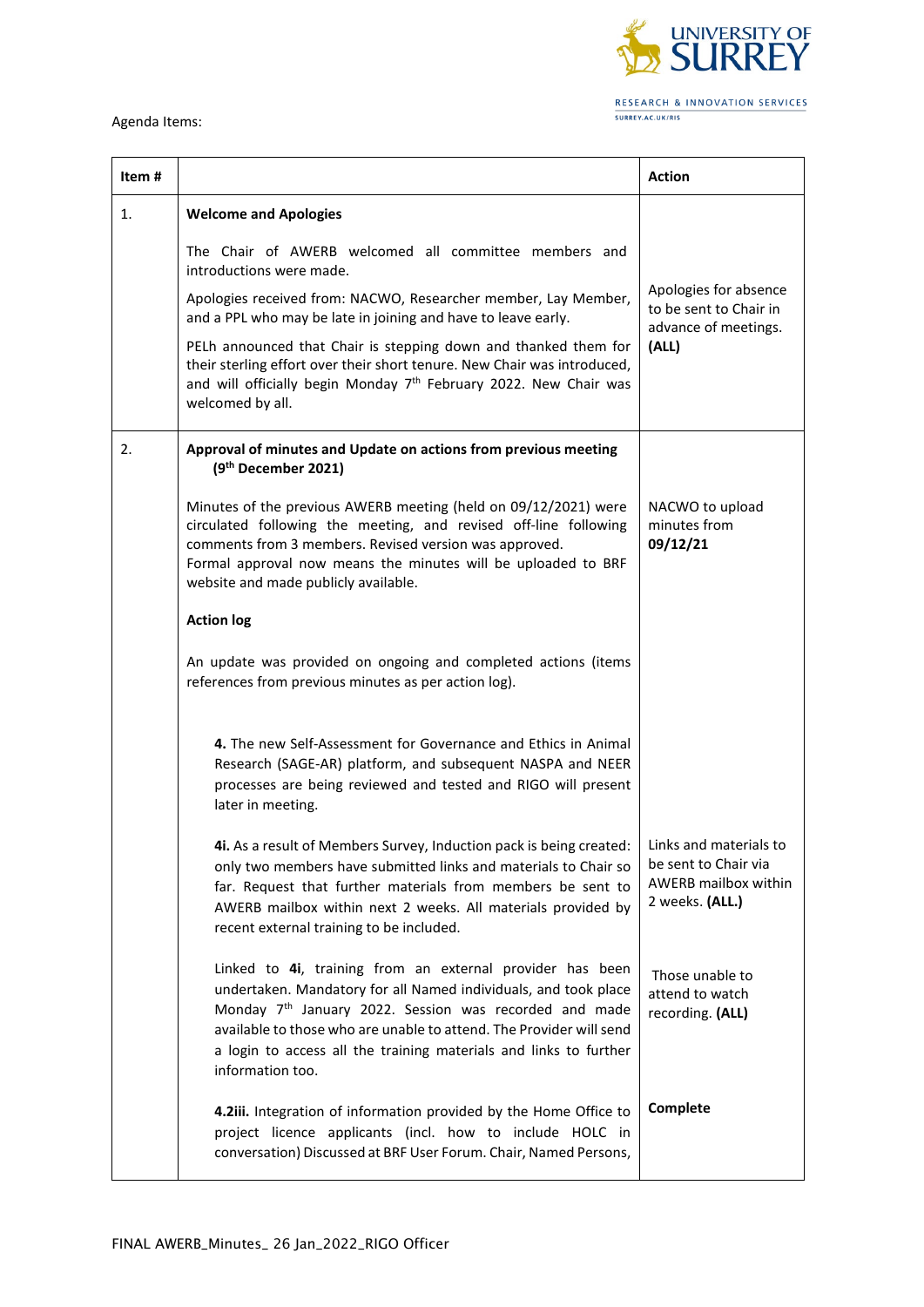Agenda Items:

| Item # | | Action |
|---|---|---|
| 1. | **Welcome and Apologies**<br><br>The Chair of AWERB welcomed all committee members and introductions were made.<br><br>Apologies received from: NACWO, Researcher member, Lay Member, and a PPL who may be late in joining and have to leave early.<br><br>PELh announced that Chair is stepping down and thanked them for their sterling effort over their short tenure. New Chair was introduced, and will officially begin Monday 7th February 2022. New Chair was welcomed by all. | Apologies for absence to be sent to Chair in advance of meetings. **(ALL)** |
| 2. | **Approval of minutes and Update on actions from previous meeting (9th December 2021)**<br><br>Minutes of the previous AWERB meeting (held on 09/12/2021) were circulated following the meeting, and revised off-line following comments from 3 members. Revised version was approved.<br>Formal approval now means the minutes will be uploaded to BRF website and made publicly available. | NACWO to upload minutes from **09/12/21** |
| | **Action log**<br><br>An update was provided on ongoing and completed actions (items references from previous minutes as per action log). | |
| | **4.** The new Self-Assessment for Governance and Ethics in Animal Research (SAGE-AR) platform, and subsequent NASPA and NEER processes are being reviewed and tested and RIGO will present later in meeting. | |
| | **4i.** As a result of Members Survey, Induction pack is being created: only two members have submitted links and materials to Chair so far. Request that further materials from members be sent to AWERB mailbox within next 2 weeks. All materials provided by recent external training to be included. | Links and materials to be sent to Chair via AWERB mailbox within 2 weeks. **(ALL.)** |
| | Linked to **4i**, training from an external provider has been undertaken. Mandatory for all Named individuals, and took place Monday 7th January 2022. Session was recorded and made available to those who are unable to attend. The Provider will send a login to access all the training materials and links to further information too. | Those unable to attend to watch recording. **(ALL)** |
| | **4.2iii.** Integration of information provided by the Home Office to project licence applicants (incl. how to include HOLC in conversation) Discussed at BRF User Forum. Chair, Named Persons, | **Complete** |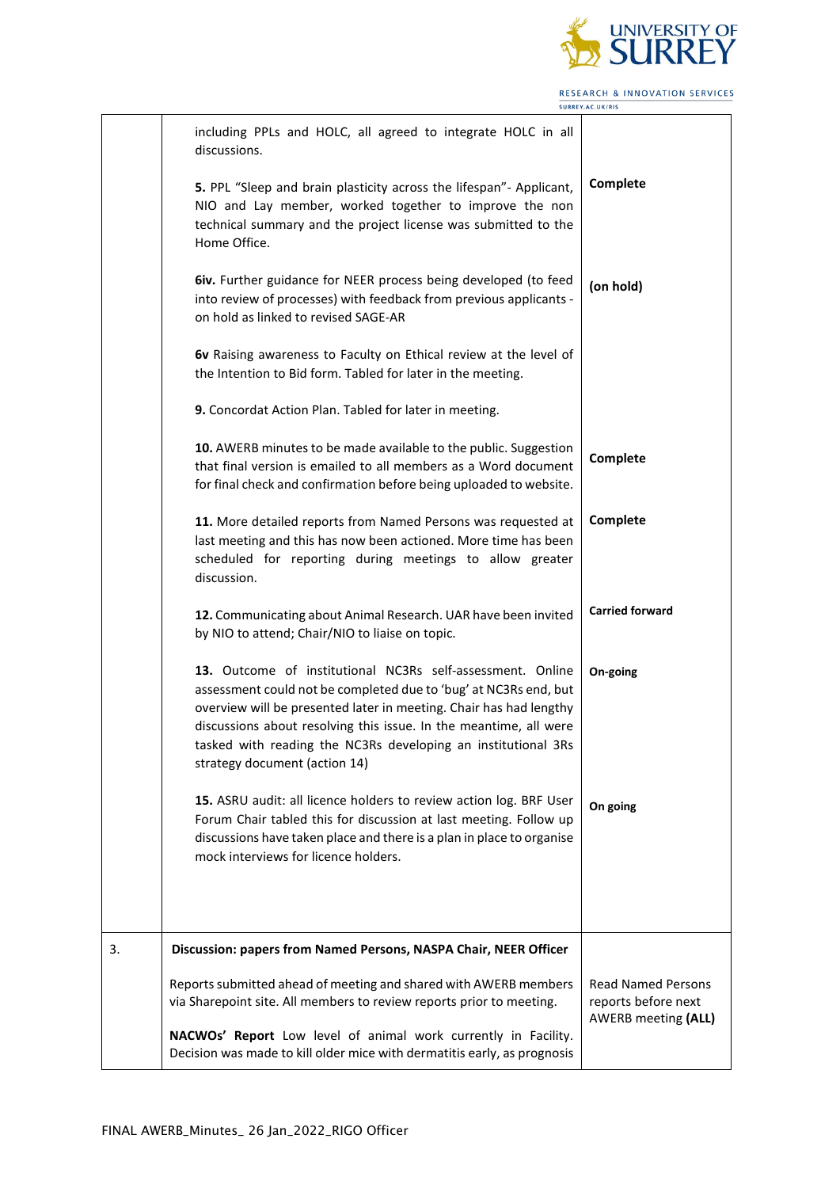| | | |
|---|---|---|
| | including PPLs and HOLC, all agreed to integrate HOLC in all discussions. | |
| | **5.** PPL "Sleep and brain plasticity across the lifespan"- Applicant, NIO and Lay member, worked together to improve the non technical summary and the project license was submitted to the Home Office. | **Complete** |
| | **6iv.** Further guidance for NEER process being developed (to feed into review of processes) with feedback from previous applicants - on hold as linked to revised SAGE-AR | **(on hold)** |
| | **6v** Raising awareness to Faculty on Ethical review at the level of the Intention to Bid form. Tabled for later in the meeting. | |
| | **9.** Concordat Action Plan. Tabled for later in meeting. | |
| | **10.** AWERB minutes to be made available to the public. Suggestion that final version is emailed to all members as a Word document for final check and confirmation before being uploaded to website. | **Complete** |
| | **11.** More detailed reports from Named Persons was requested at last meeting and this has now been actioned. More time has been scheduled for reporting during meetings to allow greater discussion. | **Complete** |
| | **12.** Communicating about Animal Research. UAR have been invited by NIO to attend; Chair/NIO to liaise on topic. | **Carried forward** |
| | **13.** Outcome of institutional NC3Rs self-assessment. Online assessment could not be completed due to 'bug' at NC3Rs end, but overview will be presented later in meeting. Chair has had lengthy discussions about resolving this issue. In the meantime, all were tasked with reading the NC3Rs developing an institutional 3Rs strategy document (action 14) | **On-going** |
| | **15.** ASRU audit: all licence holders to review action log. BRF User Forum Chair tabled this for discussion at last meeting. Follow up discussions have taken place and there is a plan in place to organise mock interviews for licence holders. | **On going** |
| 3. | **Discussion: papers from Named Persons, NASPA Chair, NEER Officer**<br><br>Reports submitted ahead of meeting and shared with AWERB members via Sharepoint site. All members to review reports prior to meeting.<br><br>**NACWOs' Report** Low level of animal work currently in Facility. Decision was made to kill older mice with dermatitis early, as prognosis | Read Named Persons reports before next AWERB meeting **(ALL)** |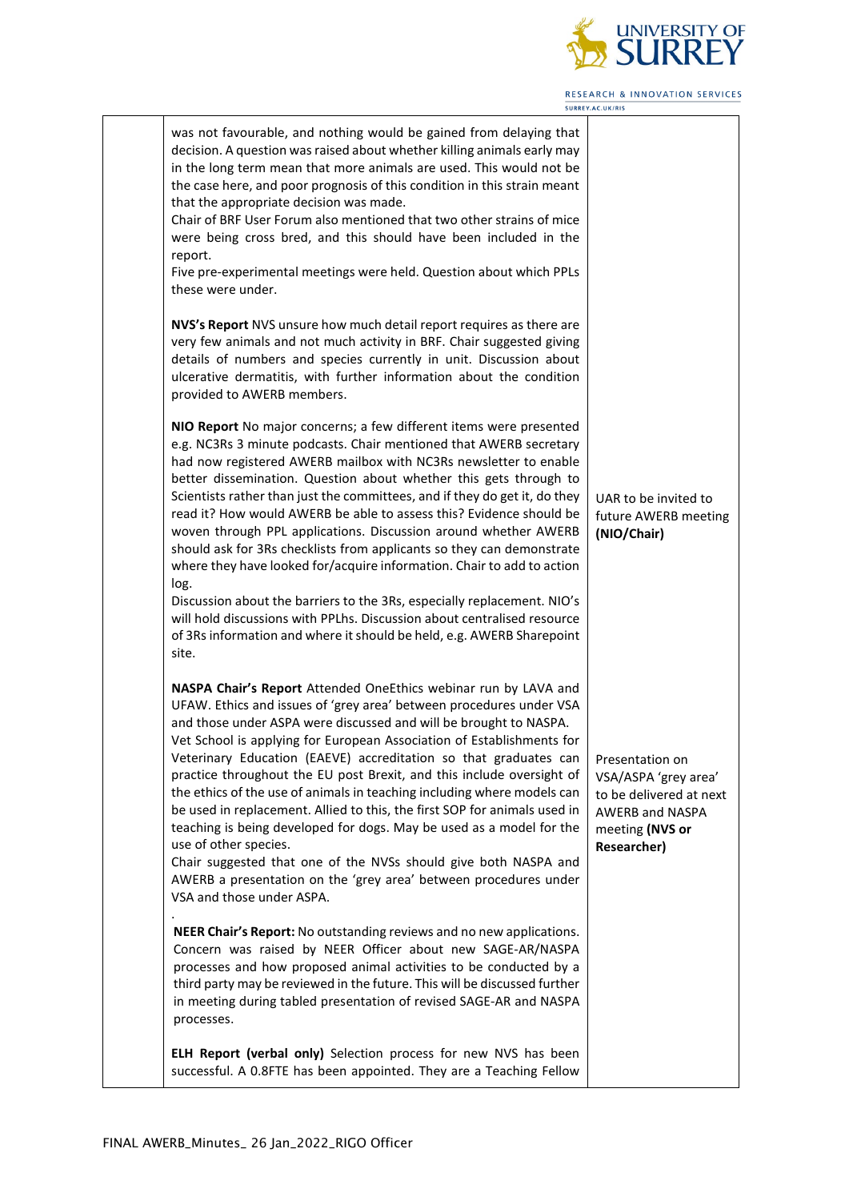| | | |
|---|---|---|
| | was not favourable, and nothing would be gained from delaying that decision. A question was raised about whether killing animals early may in the long term mean that more animals are used. This would not be the case here, and poor prognosis of this condition in this strain meant that the appropriate decision was made.<br>Chair of BRF User Forum also mentioned that two other strains of mice were being cross bred, and this should have been included in the report.<br>Five pre-experimental meetings were held. Question about which PPLs these were under.<br><br>**NVS's Report** NVS unsure how much detail report requires as there are very few animals and not much activity in BRF. Chair suggested giving details of numbers and species currently in unit. Discussion about ulcerative dermatitis, with further information about the condition provided to AWERB members.<br><br>**NIO Report** No major concerns; a few different items were presented e.g. NC3Rs 3 minute podcasts. Chair mentioned that AWERB secretary had now registered AWERB mailbox with NC3Rs newsletter to enable better dissemination. Question about whether this gets through to Scientists rather than just the committees, and if they do get it, do they read it? How would AWERB be able to assess this? Evidence should be woven through PPL applications. Discussion around whether AWERB should ask for 3Rs checklists from applicants so they can demonstrate where they have looked for/acquire information. Chair to add to action log.<br>Discussion about the barriers to the 3Rs, especially replacement. NIO's will hold discussions with PPLhs. Discussion about centralised resource of 3Rs information and where it should be held, e.g. AWERB Sharepoint site.<br><br>**NASPA Chair's Report** Attended OneEthics webinar run by LAVA and UFAW. Ethics and issues of 'grey area' between procedures under VSA and those under ASPA were discussed and will be brought to NASPA.<br>Vet School is applying for European Association of Establishments for Veterinary Education (EAEVE) accreditation so that graduates can practice throughout the EU post Brexit, and this include oversight of the ethics of the use of animals in teaching including where models can be used in replacement. Allied to this, the first SOP for animals used in teaching is being developed for dogs. May be used as a model for the use of other species.<br>Chair suggested that one of the NVSs should give both NASPA and AWERB a presentation on the 'grey area' between procedures under VSA and those under ASPA.<br>.<br>**NEER Chair's Report:** No outstanding reviews and no new applications. Concern was raised by NEER Officer about new SAGE-AR/NASPA processes and how proposed animal activities to be conducted by a third party may be reviewed in the future. This will be discussed further in meeting during tabled presentation of revised SAGE-AR and NASPA processes.<br><br>**ELH Report (verbal only)** Selection process for new NVS has been successful. A 0.8FTE has been appointed. They are a Teaching Fellow | UAR to be invited to future AWERB meeting **(NIO/Chair)**<br><br>Presentation on VSA/ASPA 'grey area' to be delivered at next AWERB and NASPA meeting **(NVS or Researcher)** |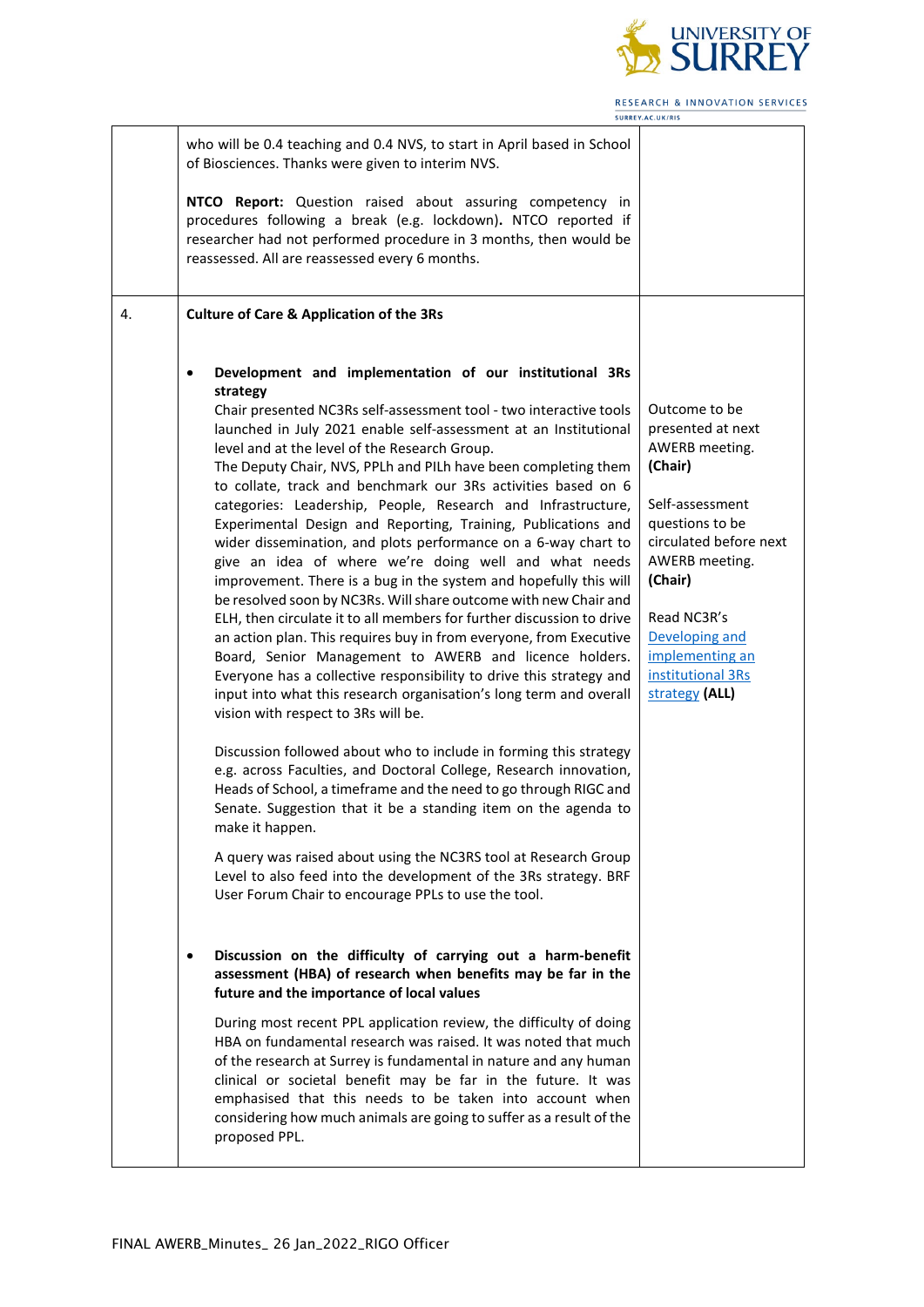| | | |
|---|---|---|
| | who will be 0.4 teaching and 0.4 NVS, to start in April based in School of Biosciences. Thanks were given to interim NVS.<br><br>**NTCO Report:** Question raised about assuring competency in procedures following a break (e.g. lockdown)**.** NTCO reported if researcher had not performed procedure in 3 months, then would be reassessed. All are reassessed every 6 months. | |
| 4. | **Culture of Care & Application of the 3Rs**<br><br>• **Development and implementation of our institutional 3Rs strategy**<br>Chair presented NC3Rs self-assessment tool - two interactive tools launched in July 2021 enable self-assessment at an Institutional level and at the level of the Research Group.<br>The Deputy Chair, NVS, PPLh and PILh have been completing them to collate, track and benchmark our 3Rs activities based on 6 categories: Leadership, People, Research and Infrastructure, Experimental Design and Reporting, Training, Publications and wider dissemination, and plots performance on a 6-way chart to give an idea of where we're doing well and what needs improvement. There is a bug in the system and hopefully this will be resolved soon by NC3Rs. Will share outcome with new Chair and ELH, then circulate it to all members for further discussion to drive an action plan. This requires buy in from everyone, from Executive Board, Senior Management to AWERB and licence holders. Everyone has a collective responsibility to drive this strategy and input into what this research organisation's long term and overall vision with respect to 3Rs will be.<br><br>Discussion followed about who to include in forming this strategy e.g. across Faculties, and Doctoral College, Research innovation, Heads of School, a timeframe and the need to go through RIGC and Senate. Suggestion that it be a standing item on the agenda to make it happen.<br><br>A query was raised about using the NC3RS tool at Research Group Level to also feed into the development of the 3Rs strategy. BRF User Forum Chair to encourage PPLs to use the tool.<br><br>• **Discussion on the difficulty of carrying out a harm-benefit assessment (HBA) of research when benefits may be far in the future and the importance of local values**<br><br>During most recent PPL application review, the difficulty of doing HBA on fundamental research was raised. It was noted that much of the research at Surrey is fundamental in nature and any human clinical or societal benefit may be far in the future. It was emphasised that this needs to be taken into account when considering how much animals are going to suffer as a result of the proposed PPL. | Outcome to be presented at next AWERB meeting. **(Chair)**<br><br>Self-assessment questions to be circulated before next AWERB meeting. **(Chair)**<br><br>Read NC3R's Developing and implementing an institutional 3Rs strategy **(ALL)** |

FINAL AWERB_Minutes_ 26 Jan_2022_RIGO Officer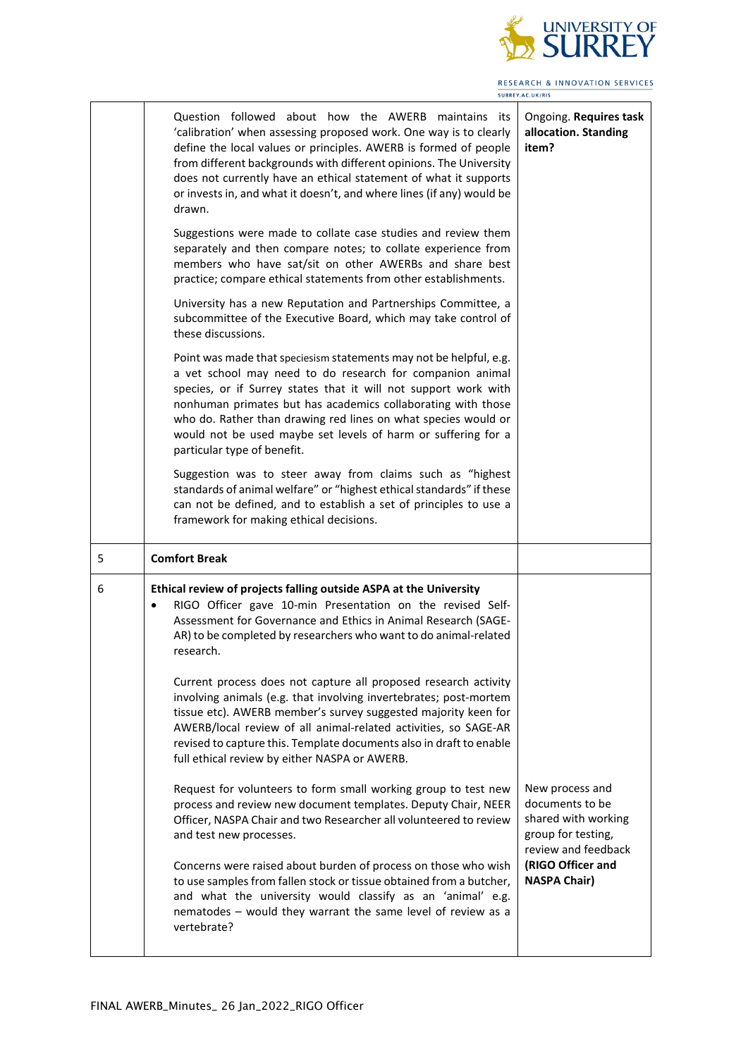| | | |
|---|---|---|
| | Question followed about how the AWERB maintains its 'calibration' when assessing proposed work. One way is to clearly define the local values or principles. AWERB is formed of people from different backgrounds with different opinions. The University does not currently have an ethical statement of what it supports or invests in, and what it doesn't, and where lines (if any) would be drawn.<br><br>Suggestions were made to collate case studies and review them separately and then compare notes; to collate experience from members who have sat/sit on other AWERBs and share best practice; compare ethical statements from other establishments.<br><br>University has a new Reputation and Partnerships Committee, a subcommittee of the Executive Board, which may take control of these discussions.<br><br>Point was made that speciesism statements may not be helpful, e.g. a vet school may need to do research for companion animal species, or if Surrey states that it will not support work with nonhuman primates but has academics collaborating with those who do. Rather than drawing red lines on what species would or would not be used maybe set levels of harm or suffering for a particular type of benefit.<br><br>Suggestion was to steer away from claims such as "highest standards of animal welfare" or "highest ethical standards" if these can not be defined, and to establish a set of principles to use a framework for making ethical decisions. | Ongoing. **Requires task allocation. Standing item?** |
| 5 | **Comfort Break** | |
| 6 | **Ethical review of projects falling outside ASPA at the University**<br><br>• RIGO Officer gave 10-min Presentation on the revised Self-Assessment for Governance and Ethics in Animal Research (SAGE-AR) to be completed by researchers who want to do animal-related research.<br><br>Current process does not capture all proposed research activity involving animals (e.g. that involving invertebrates; post-mortem tissue etc). AWERB member's survey suggested majority keen for AWERB/local review of all animal-related activities, so SAGE-AR revised to capture this. Template documents also in draft to enable full ethical review by either NASPA or AWERB.<br><br>Request for volunteers to form small working group to test new process and review new document templates. Deputy Chair, NEER Officer, NASPA Chair and two Researcher all volunteered to review and test new processes.<br><br>Concerns were raised about burden of process on those who wish to use samples from fallen stock or tissue obtained from a butcher, and what the university would classify as an 'animal' e.g. nematodes – would they warrant the same level of review as a vertebrate? | New process and documents to be shared with working group for testing, review and feedback **(RIGO Officer and NASPA Chair)** |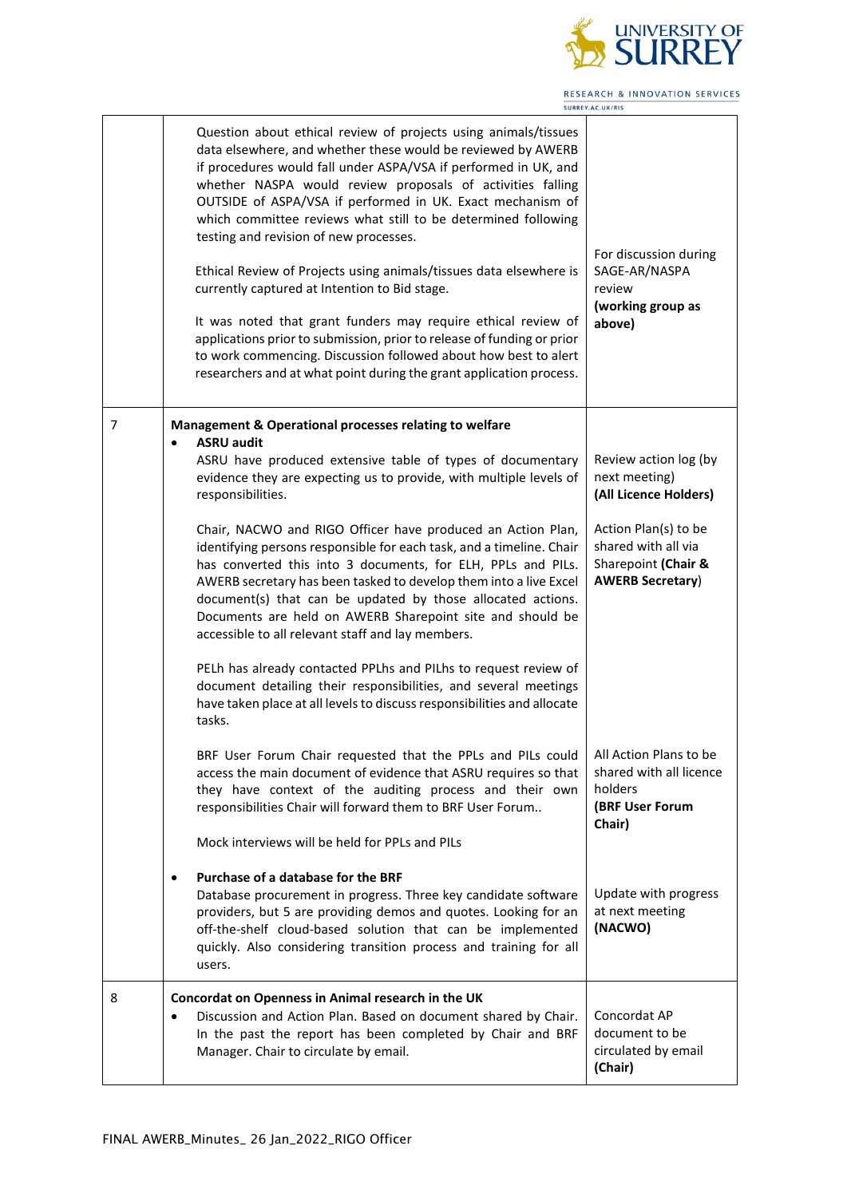| | | |
|---|---|---|
| | Question about ethical review of projects using animals/tissues data elsewhere, and whether these would be reviewed by AWERB if procedures would fall under ASPA/VSA if performed in UK, and whether NASPA would review proposals of activities falling OUTSIDE of ASPA/VSA if performed in UK. Exact mechanism of which committee reviews what still to be determined following testing and revision of new processes.<br><br>Ethical Review of Projects using animals/tissues data elsewhere is currently captured at Intention to Bid stage.<br><br>It was noted that grant funders may require ethical review of applications prior to submission, prior to release of funding or prior to work commencing. Discussion followed about how best to alert researchers and at what point during the grant application process. | For discussion during SAGE-AR/NASPA review **(working group as above)** |
| 7 | **Management & Operational processes relating to welfare**<br>• **ASRU audit**<br>ASRU have produced extensive table of types of documentary evidence they are expecting us to provide, with multiple levels of responsibilities.<br><br>Chair, NACWO and RIGO Officer have produced an Action Plan, identifying persons responsible for each task, and a timeline. Chair has converted this into 3 documents, for ELH, PPLs and PILs. AWERB secretary has been tasked to develop them into a live Excel document(s) that can be updated by those allocated actions. Documents are held on AWERB Sharepoint site and should be accessible to all relevant staff and lay members.<br><br>PELh has already contacted PPLhs and PILhs to request review of document detailing their responsibilities, and several meetings have taken place at all levels to discuss responsibilities and allocate tasks.<br><br>BRF User Forum Chair requested that the PPLs and PILs could access the main document of evidence that ASRU requires so that they have context of the auditing process and their own responsibilities Chair will forward them to BRF User Forum..<br><br>Mock interviews will be held for PPLs and PILs<br><br>• **Purchase of a database for the BRF**<br>Database procurement in progress. Three key candidate software providers, but 5 are providing demos and quotes. Looking for an off-the-shelf cloud-based solution that can be implemented quickly. Also considering transition process and training for all users. | Review action log (by next meeting) **(All Licence Holders)**<br><br>Action Plan(s) to be shared with all via Sharepoint **(Chair & AWERB Secretary)**<br><br>All Action Plans to be shared with all licence holders **(BRF User Forum Chair)**<br><br>Update with progress at next meeting **(NACWO)** |
| 8 | **Concordat on Openness in Animal research in the UK**<br>• Discussion and Action Plan. Based on document shared by Chair. In the past the report has been completed by Chair and BRF Manager. Chair to circulate by email. | Concordat AP document to be circulated by email **(Chair)** |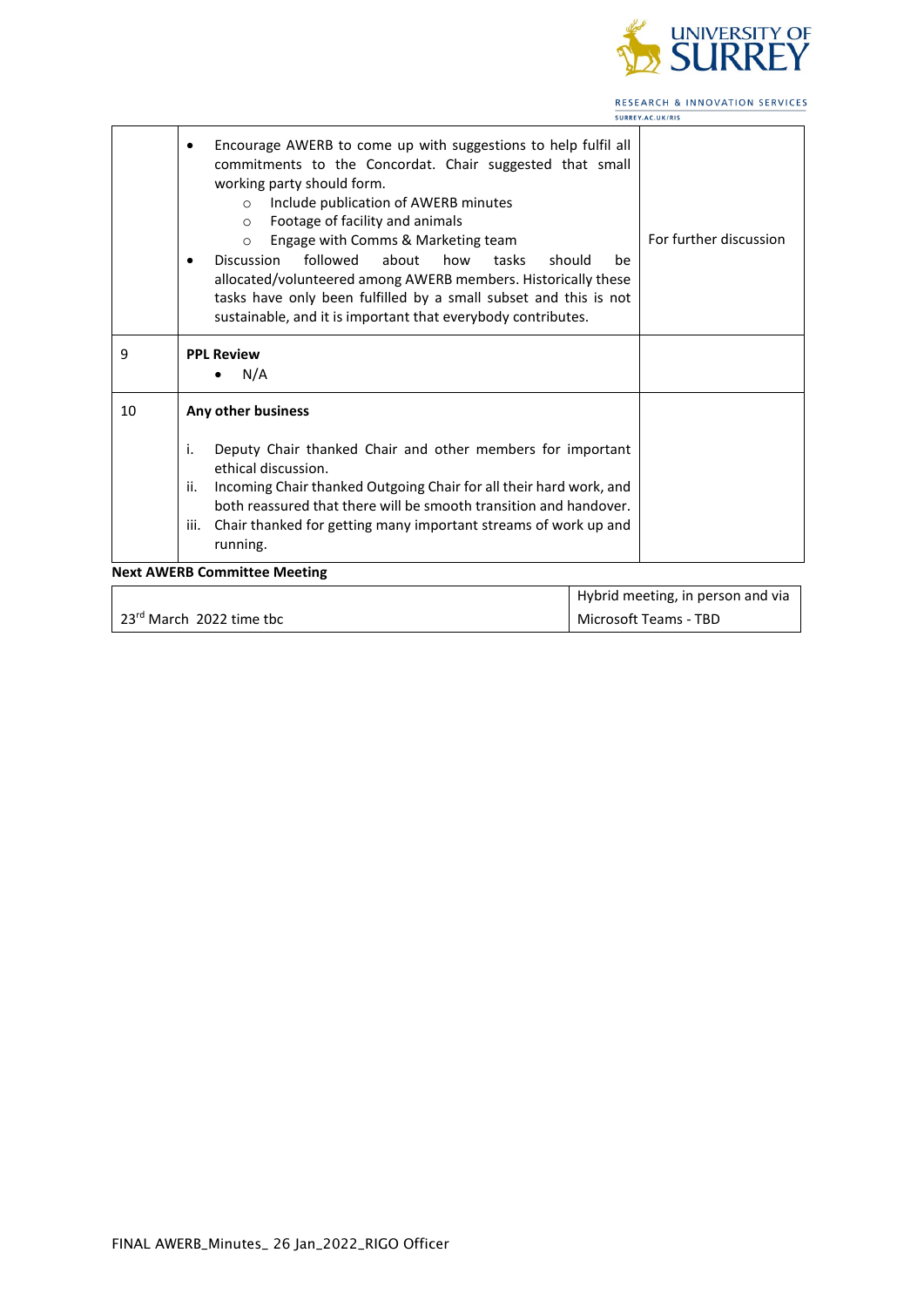| | | |
|---|---|---|
| | • Encourage AWERB to come up with suggestions to help fulfil all commitments to the Concordat. Chair suggested that small working party should form.<br>  ○ Include publication of AWERB minutes<br>  ○ Footage of facility and animals<br>  ○ Engage with Comms & Marketing team<br>• Discussion followed about how tasks should be allocated/volunteered among AWERB members. Historically these tasks have only been fulfilled by a small subset and this is not sustainable, and it is important that everybody contributes. | For further discussion |
| 9 | **PPL Review**<br>• N/A | |
| 10 | **Any other business**<br><br>i. Deputy Chair thanked Chair and other members for important ethical discussion.<br>ii. Incoming Chair thanked Outgoing Chair for all their hard work, and both reassured that there will be smooth transition and handover.<br>iii. Chair thanked for getting many important streams of work up and running. | |

**Next AWERB Committee Meeting**

| | |
|---|---|
| 23rd March 2022 time tbc | Hybrid meeting, in person and via Microsoft Teams - TBD |